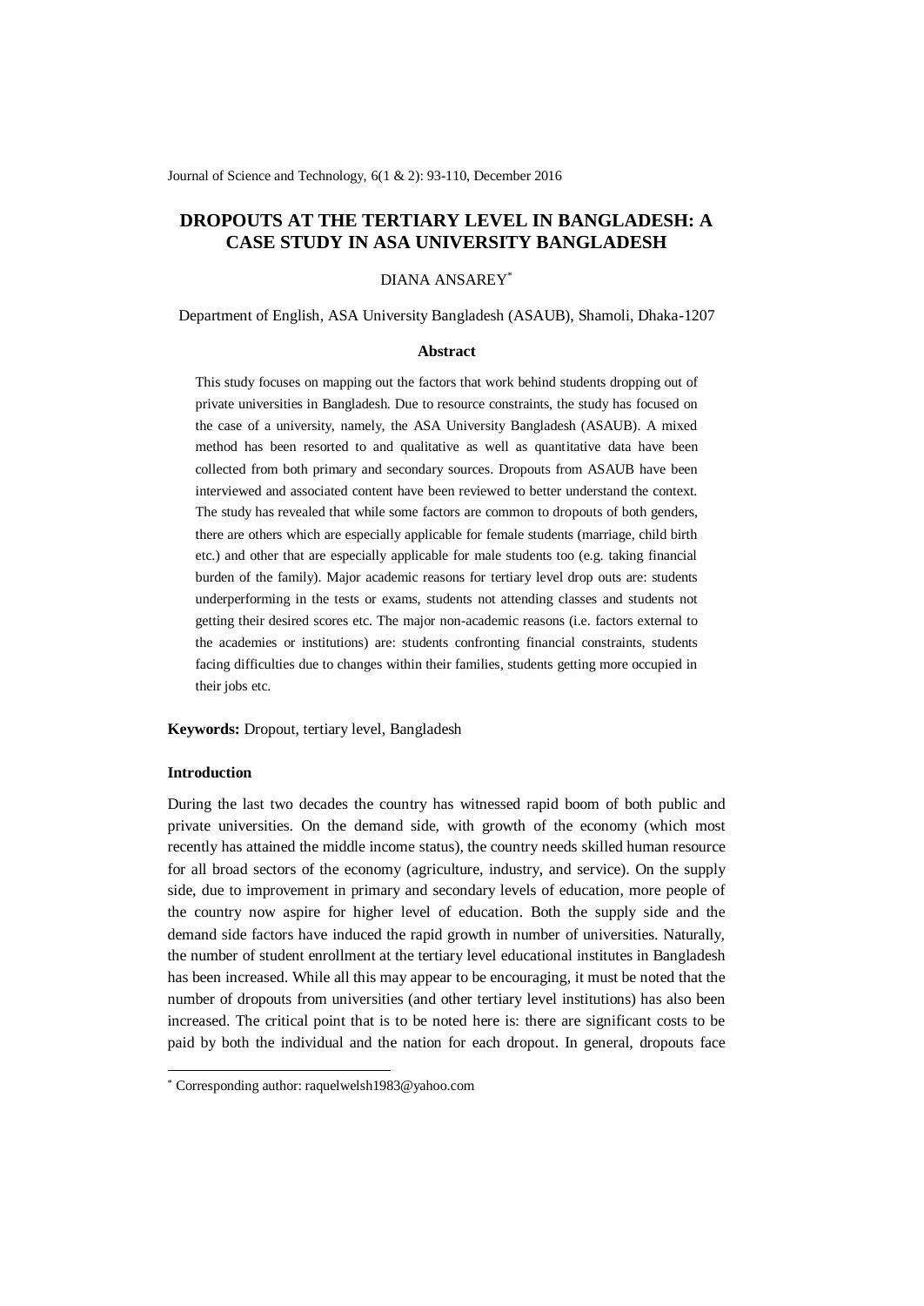# DROPOUTS AT THE TERTIARY LEVEL IN BANGLADESH: A CASE STUDY IN ASA UNIVERSITY BANGLADESH

DIANA ANSAREY[*]

Department of English, ASA University Bangladesh (ASAUB), Shamoli, Dhaka-1207

### Abstract

This study focuses on mapping out the factors that work behind students dropping out of private universities in Bangladesh. Due to resource constraints, the study has focused on the case of a university, namely, the ASA University Bangladesh (ASAUB). A mixed method has been resorted to and qualitative as well as quantitative data have been collected from both primary and secondary sources. Dropouts from ASAUB have been interviewed and associated content have been reviewed to better understand the context. The study has revealed that while some factors are common to dropouts of both genders, there are others which are especially applicable for female students (marriage, child birth etc.) and other that are especially applicable for male students too (e.g. taking financial burden of the family). Major academic reasons for tertiary level drop outs are: students underperforming in the tests or exams, students not attending classes and students not getting their desired scores etc. The major non-academic reasons (i.e. factors external to the academies or institutions) are: students confronting financial constraints, students facing difficulties due to changes within their families, students getting more occupied in their jobs etc.

**Keywords:** Dropout, tertiary level, Bangladesh

### Introduction

During the last two decades the country has witnessed rapid boom of both public and private universities. On the demand side, with growth of the economy (which most recently has attained the middle income status), the country needs skilled human resource for all broad sectors of the economy (agriculture, industry, and service). On the supply side, due to improvement in primary and secondary levels of education, more people of the country now aspire for higher level of education. Both the supply side and the demand side factors have induced the rapid growth in number of universities. Naturally, the number of student enrollment at the tertiary level educational institutes in Bangladesh has been increased. While all this may appear to be encouraging, it must be noted that the number of dropouts from universities (and other tertiary level institutions) has also been increased. The critical point that is to be noted here is: there are significant costs to be paid by both the individual and the nation for each dropout. In general, dropouts face

[*] Corresponding author: raquelwelsh1983@yahoo.com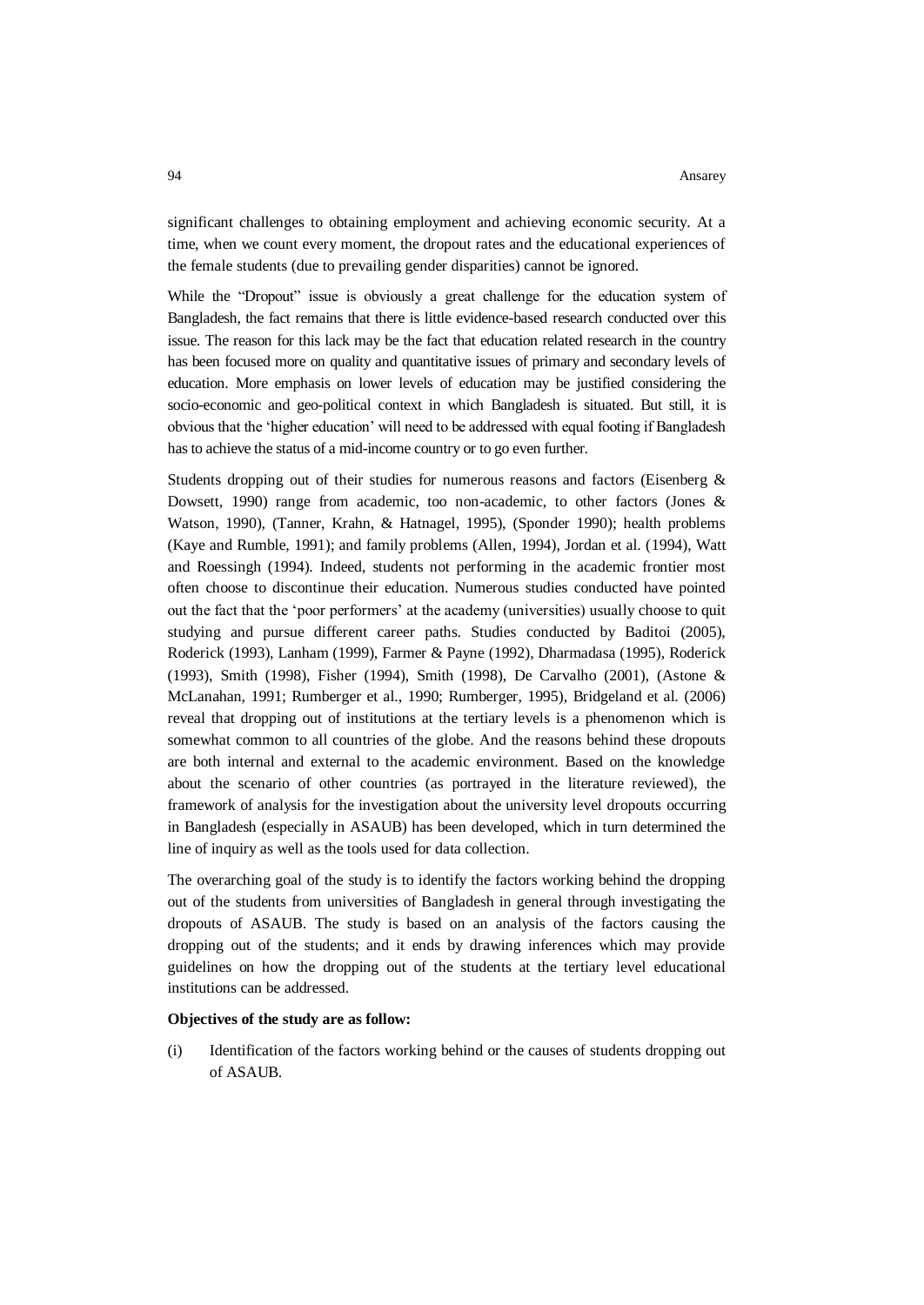significant challenges to obtaining employment and achieving economic security. At a time, when we count every moment, the dropout rates and the educational experiences of the female students (due to prevailing gender disparities) cannot be ignored.

While the "Dropout" issue is obviously a great challenge for the education system of Bangladesh, the fact remains that there is little evidence-based research conducted over this issue. The reason for this lack may be the fact that education related research in the country has been focused more on quality and quantitative issues of primary and secondary levels of education. More emphasis on lower levels of education may be justified considering the socio-economic and geo-political context in which Bangladesh is situated. But still, it is obvious that the 'higher education' will need to be addressed with equal footing if Bangladesh has to achieve the status of a mid-income country or to go even further.

Students dropping out of their studies for numerous reasons and factors (Eisenberg & Dowsett, 1990) range from academic, too non-academic, to other factors (Jones & Watson, 1990), (Tanner, Krahn, & Hatnagel, 1995), (Sponder 1990); health problems (Kaye and Rumble, 1991); and family problems (Allen, 1994), Jordan et al. (1994), Watt and Roessingh (1994). Indeed, students not performing in the academic frontier most often choose to discontinue their education. Numerous studies conducted have pointed out the fact that the 'poor performers' at the academy (universities) usually choose to quit studying and pursue different career paths. Studies conducted by Baditoi (2005), Roderick (1993), Lanham (1999), Farmer & Payne (1992), Dharmadasa (1995), Roderick (1993), Smith (1998), Fisher (1994), Smith (1998), De Carvalho (2001), (Astone & McLanahan, 1991; Rumberger et al., 1990; Rumberger, 1995), Bridgeland et al. (2006) reveal that dropping out of institutions at the tertiary levels is a phenomenon which is somewhat common to all countries of the globe. And the reasons behind these dropouts are both internal and external to the academic environment. Based on the knowledge about the scenario of other countries (as portrayed in the literature reviewed), the framework of analysis for the investigation about the university level dropouts occurring in Bangladesh (especially in ASAUB) has been developed, which in turn determined the line of inquiry as well as the tools used for data collection.

The overarching goal of the study is to identify the factors working behind the dropping out of the students from universities of Bangladesh in general through investigating the dropouts of ASAUB. The study is based on an analysis of the factors causing the dropping out of the students; and it ends by drawing inferences which may provide guidelines on how the dropping out of the students at the tertiary level educational institutions can be addressed.

**Objectives of the study are as follow:**

(i) Identification of the factors working behind or the causes of students dropping out of ASAUB.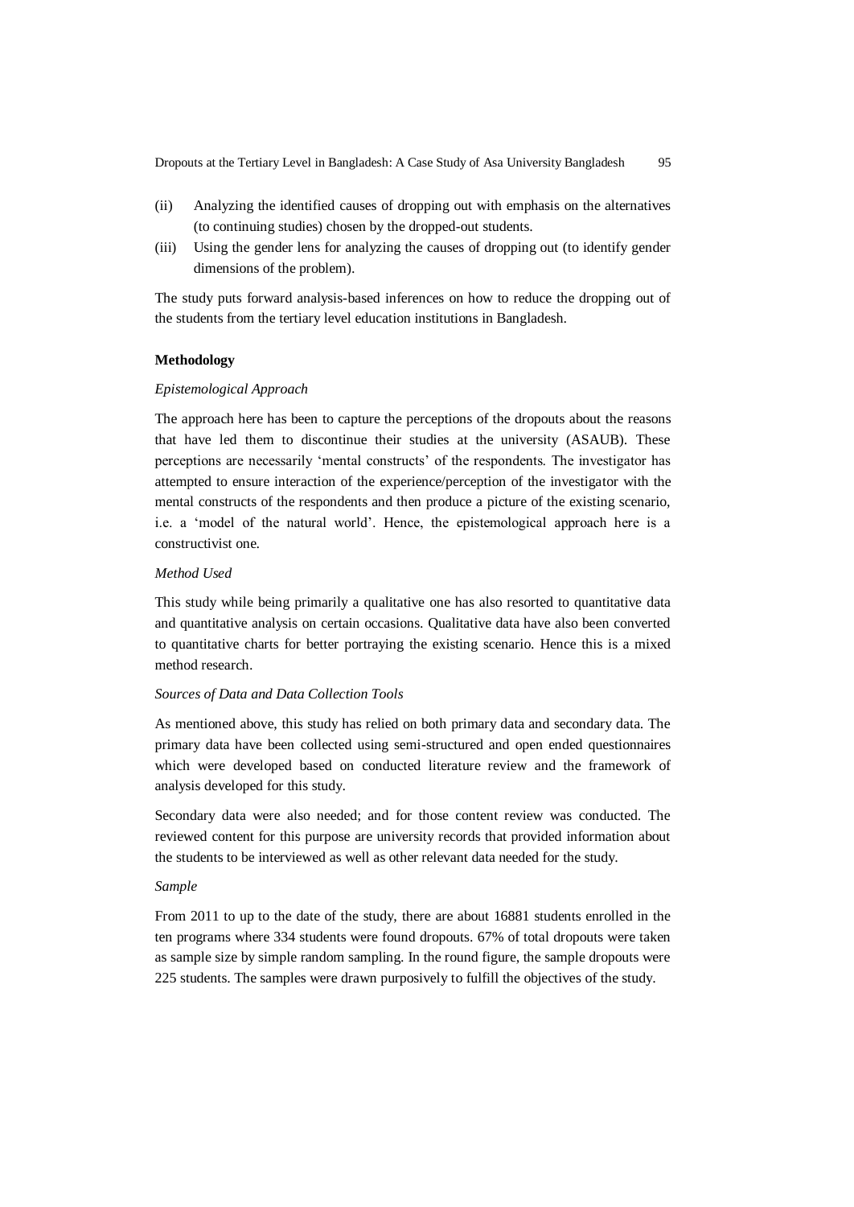(ii) Analyzing the identified causes of dropping out with emphasis on the alternatives (to continuing studies) chosen by the dropped-out students.

(iii) Using the gender lens for analyzing the causes of dropping out (to identify gender dimensions of the problem).

The study puts forward analysis-based inferences on how to reduce the dropping out of the students from the tertiary level education institutions in Bangladesh.

**Methodology**

*Epistemological Approach*

The approach here has been to capture the perceptions of the dropouts about the reasons that have led them to discontinue their studies at the university (ASAUB). These perceptions are necessarily 'mental constructs' of the respondents. The investigator has attempted to ensure interaction of the experience/perception of the investigator with the mental constructs of the respondents and then produce a picture of the existing scenario, i.e. a 'model of the natural world'. Hence, the epistemological approach here is a constructivist one.

*Method Used*

This study while being primarily a qualitative one has also resorted to quantitative data and quantitative analysis on certain occasions. Qualitative data have also been converted to quantitative charts for better portraying the existing scenario. Hence this is a mixed method research.

*Sources of Data and Data Collection Tools*

As mentioned above, this study has relied on both primary data and secondary data. The primary data have been collected using semi-structured and open ended questionnaires which were developed based on conducted literature review and the framework of analysis developed for this study.

Secondary data were also needed; and for those content review was conducted. The reviewed content for this purpose are university records that provided information about the students to be interviewed as well as other relevant data needed for the study.

*Sample*

From 2011 to up to the date of the study, there are about 16881 students enrolled in the ten programs where 334 students were found dropouts. 67% of total dropouts were taken as sample size by simple random sampling. In the round figure, the sample dropouts were 225 students. The samples were drawn purposively to fulfill the objectives of the study.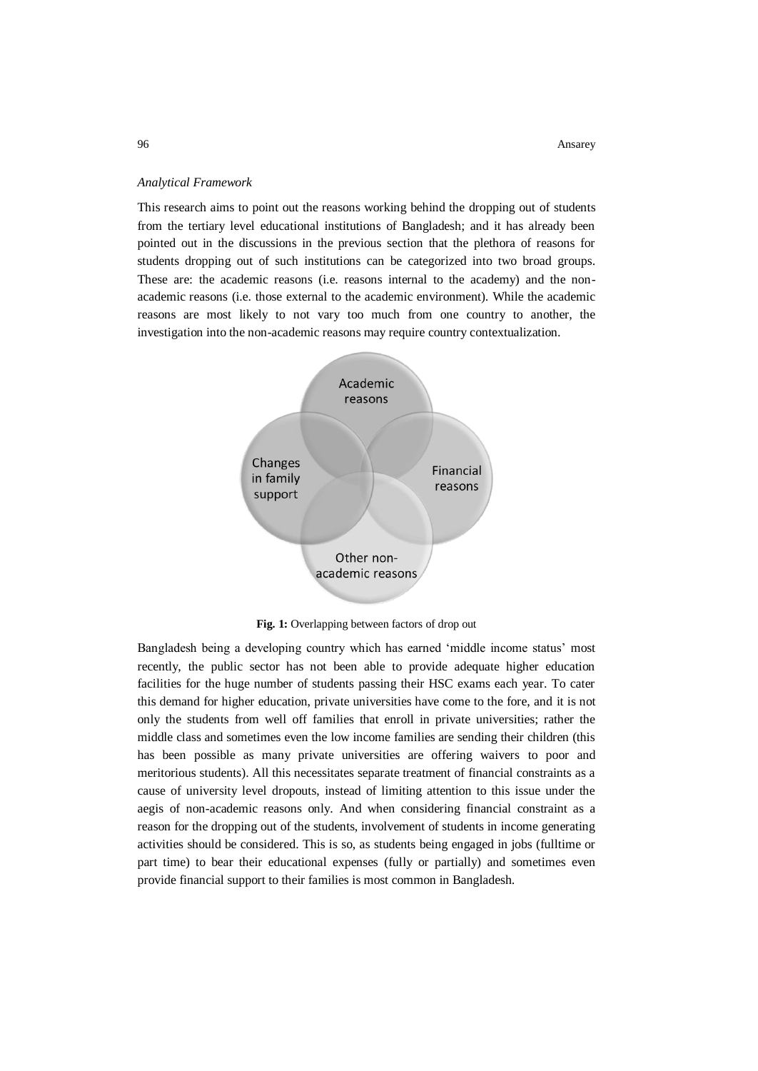*Analytical Framework*

This research aims to point out the reasons working behind the dropping out of students from the tertiary level educational institutions of Bangladesh; and it has already been pointed out in the discussions in the previous section that the plethora of reasons for students dropping out of such institutions can be categorized into two broad groups. These are: the academic reasons (i.e. reasons internal to the academy) and the non-academic reasons (i.e. those external to the academic environment). While the academic reasons are most likely to not vary too much from one country to another, the investigation into the non-academic reasons may require country contextualization.

Academic reasons

Changes in family support

Financial reasons

Other non-academic reasons

**Fig. 1:** Overlapping between factors of drop out

Bangladesh being a developing country which has earned 'middle income status' most recently, the public sector has not been able to provide adequate higher education facilities for the huge number of students passing their HSC exams each year. To cater this demand for higher education, private universities have come to the fore, and it is not only the students from well off families that enroll in private universities; rather the middle class and sometimes even the low income families are sending their children (this has been possible as many private universities are offering waivers to poor and meritorious students). All this necessitates separate treatment of financial constraints as a cause of university level dropouts, instead of limiting attention to this issue under the aegis of non-academic reasons only. And when considering financial constraint as a reason for the dropping out of the students, involvement of students in income generating activities should be considered. This is so, as students being engaged in jobs (fulltime or part time) to bear their educational expenses (fully or partially) and sometimes even provide financial support to their families is most common in Bangladesh.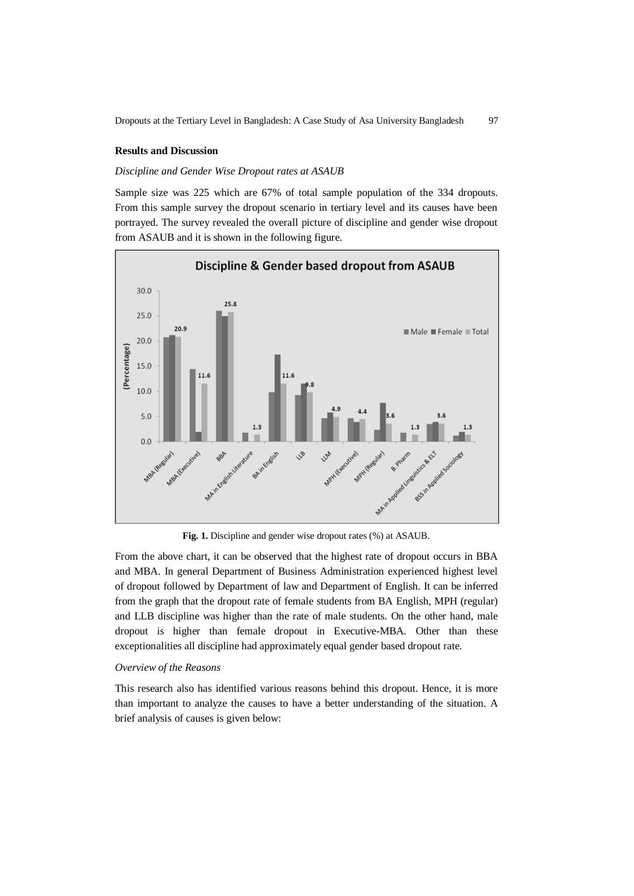**Results and Discussion**

*Discipline and Gender Wise Dropout rates at ASAUB*

Sample size was 225 which are 67% of total sample population of the 334 dropouts. From this sample survey the dropout scenario in tertiary level and its causes have been portrayed. The survey revealed the overall picture of discipline and gender wise dropout from ASAUB and it is shown in the following figure.

**Fig. 1.** Discipline and gender wise dropout rates (%) at ASAUB.

From the above chart, it can be observed that the highest rate of dropout occurs in BBA and MBA. In general Department of Business Administration experienced highest level of dropout followed by Department of law and Department of English. It can be inferred from the graph that the dropout rate of female students from BA English, MPH (regular) and LLB discipline was higher than the rate of male students. On the other hand, male dropout is higher than female dropout in Executive-MBA. Other than these exceptionalities all discipline had approximately equal gender based dropout rate.

*Overview of the Reasons*

This research also has identified various reasons behind this dropout. Hence, it is more than important to analyze the causes to have a better understanding of the situation. A brief analysis of causes is given below: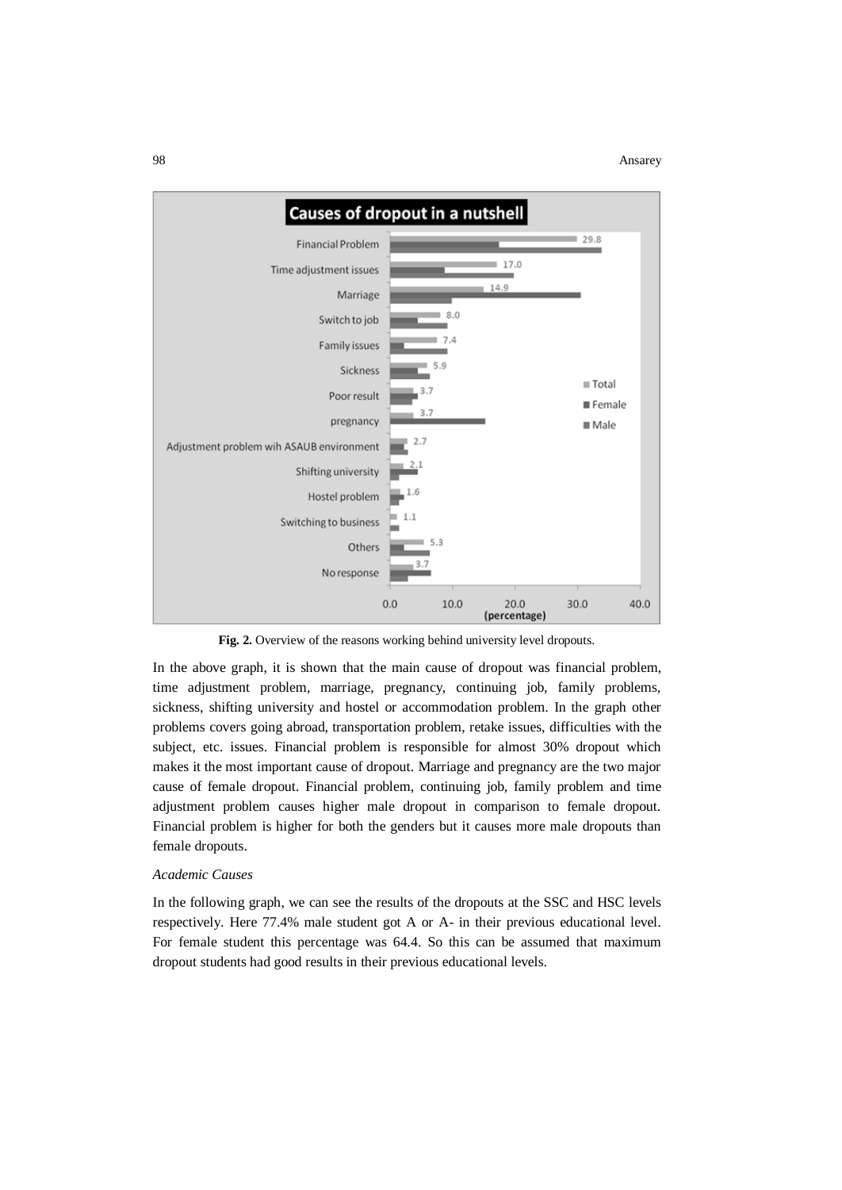**Fig. 2.** Overview of the reasons working behind university level dropouts.

In the above graph, it is shown that the main cause of dropout was financial problem, time adjustment problem, marriage, pregnancy, continuing job, family problems, sickness, shifting university and hostel or accommodation problem. In the graph other problems covers going abroad, transportation problem, retake issues, difficulties with the subject, etc. issues. Financial problem is responsible for almost 30% dropout which makes it the most important cause of dropout. Marriage and pregnancy are the two major cause of female dropout. Financial problem, continuing job, family problem and time adjustment problem causes higher male dropout in comparison to female dropout. Financial problem is higher for both the genders but it causes more male dropouts than female dropouts.

*Academic Causes*

In the following graph, we can see the results of the dropouts at the SSC and HSC levels respectively. Here 77.4% male student got A or A- in their previous educational level. For female student this percentage was 64.4. So this can be assumed that maximum dropout students had good results in their previous educational levels.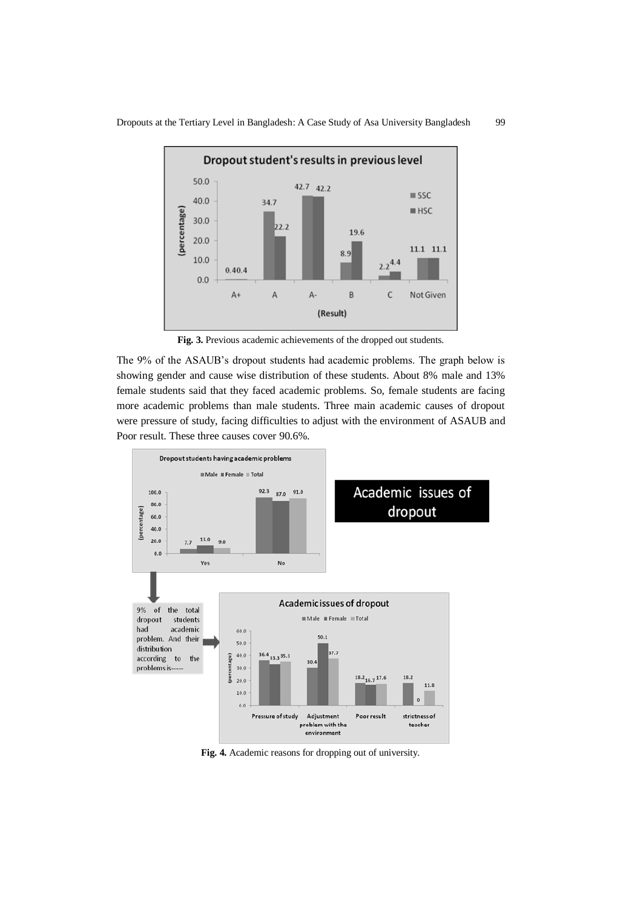Fig. 3. Previous academic achievements of the dropped out students.

The 9% of the ASAUB's dropout students had academic problems. The graph below is showing gender and cause wise distribution of these students. About 8% male and 13% female students said that they faced academic problems. So, female students are facing more academic problems than male students. Three main academic causes of dropout were pressure of study, facing difficulties to adjust with the environment of ASAUB and Poor result. These three causes cover 90.6%.

Fig. 4. Academic reasons for dropping out of university.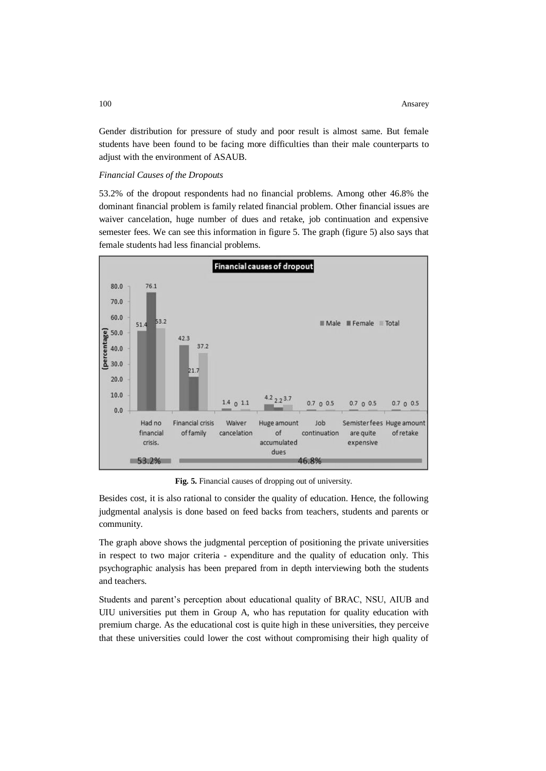Gender distribution for pressure of study and poor result is almost same. But female students have been found to be facing more difficulties than their male counterparts to adjust with the environment of ASAUB.

*Financial Causes of the Dropouts*

53.2% of the dropout respondents had no financial problems. Among other 46.8% the dominant financial problem is family related financial problem. Other financial issues are waiver cancelation, huge number of dues and retake, job continuation and expensive semester fees. We can see this information in figure 5. The graph (figure 5) also says that female students had less financial problems.

**Fig. 5.** Financial causes of dropping out of university.

Besides cost, it is also rational to consider the quality of education. Hence, the following judgmental analysis is done based on feed backs from teachers, students and parents or community.

The graph above shows the judgmental perception of positioning the private universities in respect to two major criteria - expenditure and the quality of education only. This psychographic analysis has been prepared from in depth interviewing both the students and teachers.

Students and parent's perception about educational quality of BRAC, NSU, AIUB and UIU universities put them in Group A, who has reputation for quality education with premium charge. As the educational cost is quite high in these universities, they perceive that these universities could lower the cost without compromising their high quality of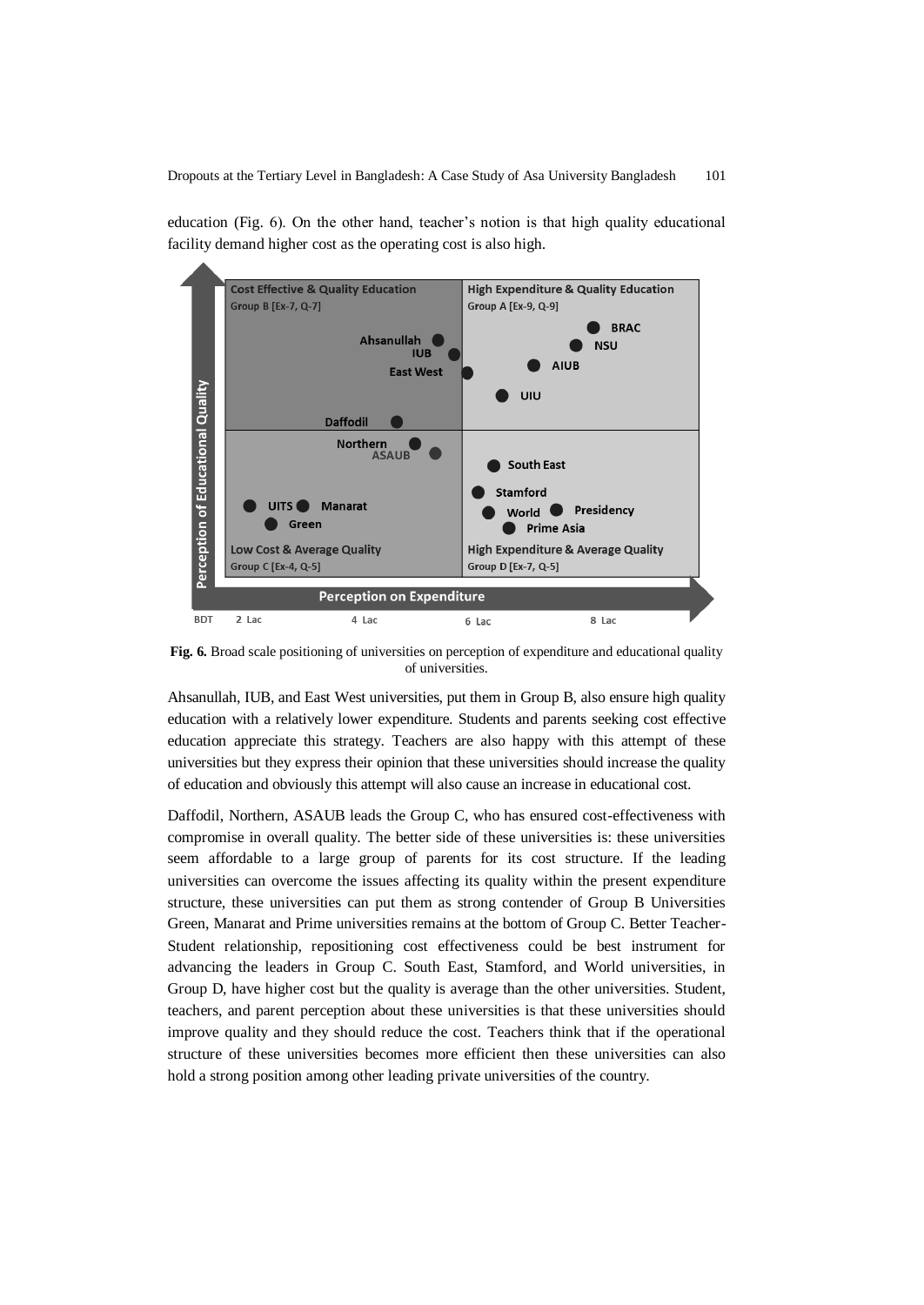education (Fig. 6). On the other hand, teacher's notion is that high quality educational facility demand higher cost as the operating cost is also high.

**Fig. 6.** Broad scale positioning of universities on perception of expenditure and educational quality of universities.

Ahsanullah, IUB, and East West universities, put them in Group B, also ensure high quality education with a relatively lower expenditure. Students and parents seeking cost effective education appreciate this strategy. Teachers are also happy with this attempt of these universities but they express their opinion that these universities should increase the quality of education and obviously this attempt will also cause an increase in educational cost.

Daffodil, Northern, ASAUB leads the Group C, who has ensured cost-effectiveness with compromise in overall quality. The better side of these universities is: these universities seem affordable to a large group of parents for its cost structure. If the leading universities can overcome the issues affecting its quality within the present expenditure structure, these universities can put them as strong contender of Group B Universities Green, Manarat and Prime universities remains at the bottom of Group C. Better Teacher-Student relationship, repositioning cost effectiveness could be best instrument for advancing the leaders in Group C. South East, Stamford, and World universities, in Group D, have higher cost but the quality is average than the other universities. Student, teachers, and parent perception about these universities is that these universities should improve quality and they should reduce the cost. Teachers think that if the operational structure of these universities becomes more efficient then these universities can also hold a strong position among other leading private universities of the country.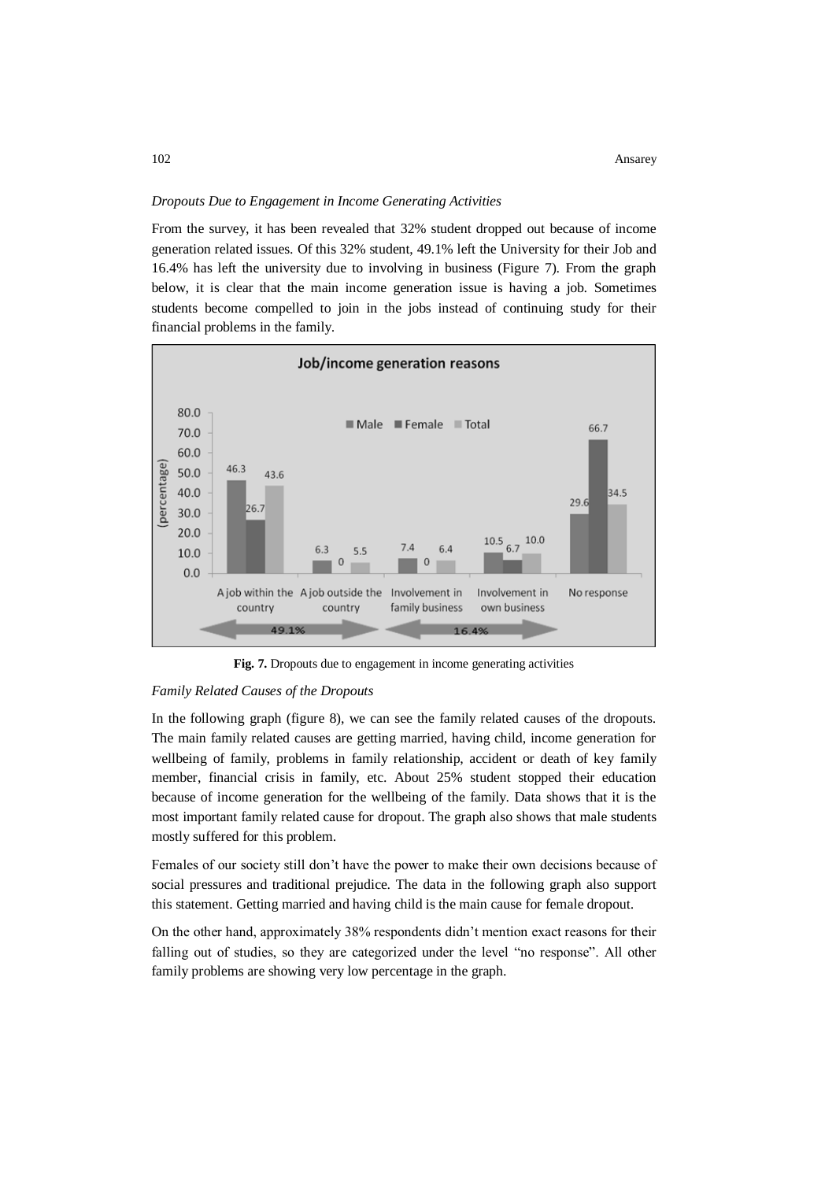*Dropouts Due to Engagement in Income Generating Activities*

From the survey, it has been revealed that 32% student dropped out because of income generation related issues. Of this 32% student, 49.1% left the University for their Job and 16.4% has left the university due to involving in business (Figure 7). From the graph below, it is clear that the main income generation issue is having a job. Sometimes students become compelled to join in the jobs instead of continuing study for their financial problems in the family.

**Fig. 7.** Dropouts due to engagement in income generating activities

*Family Related Causes of the Dropouts*

In the following graph (figure 8), we can see the family related causes of the dropouts. The main family related causes are getting married, having child, income generation for wellbeing of family, problems in family relationship, accident or death of key family member, financial crisis in family, etc. About 25% student stopped their education because of income generation for the wellbeing of the family. Data shows that it is the most important family related cause for dropout. The graph also shows that male students mostly suffered for this problem.

Females of our society still don't have the power to make their own decisions because of social pressures and traditional prejudice. The data in the following graph also support this statement. Getting married and having child is the main cause for female dropout.

On the other hand, approximately 38% respondents didn't mention exact reasons for their falling out of studies, so they are categorized under the level "no response". All other family problems are showing very low percentage in the graph.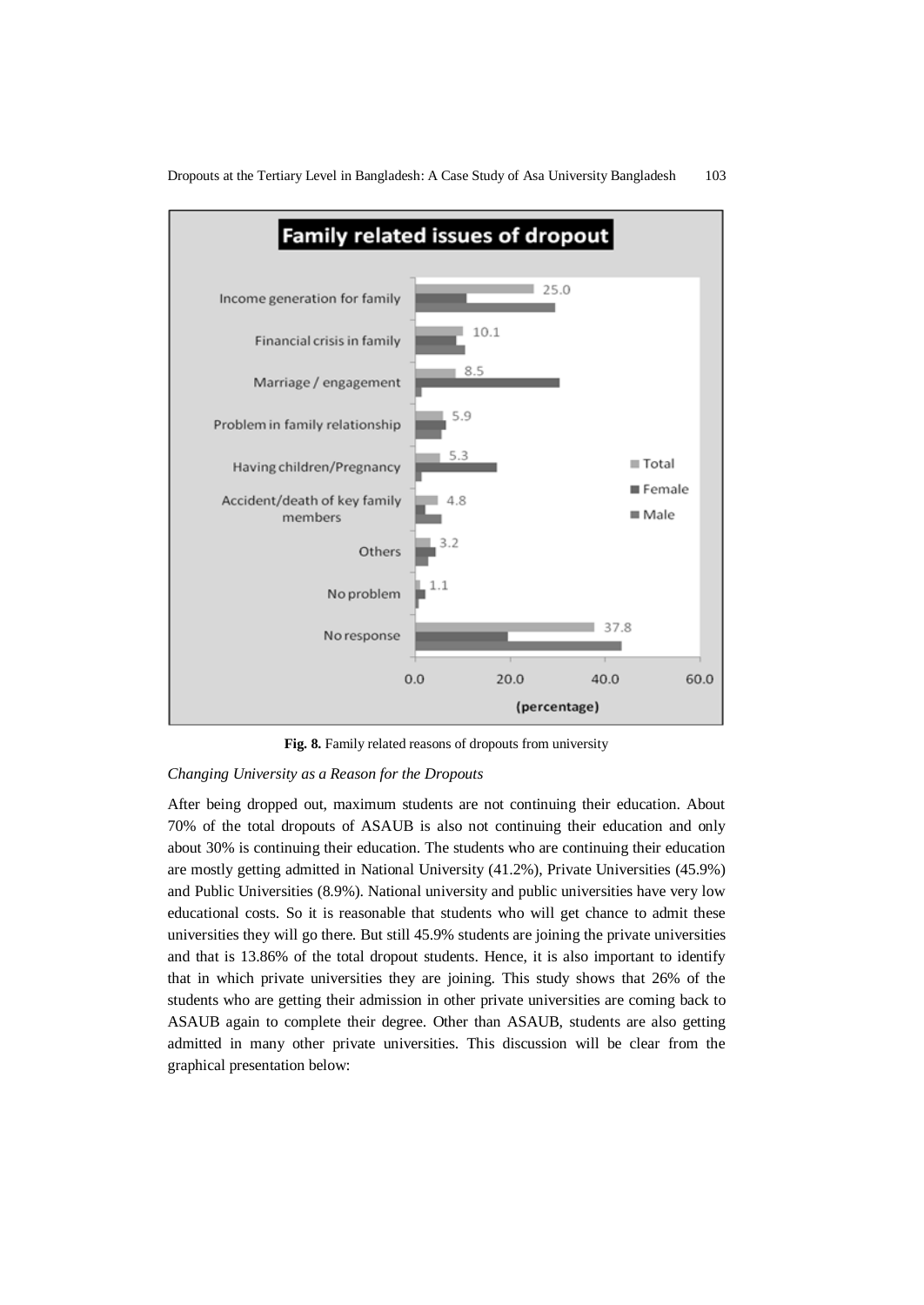**Fig. 8.** Family related reasons of dropouts from university

*Changing University as a Reason for the Dropouts*

After being dropped out, maximum students are not continuing their education. About 70% of the total dropouts of ASAUB is also not continuing their education and only about 30% is continuing their education. The students who are continuing their education are mostly getting admitted in National University (41.2%), Private Universities (45.9%) and Public Universities (8.9%). National university and public universities have very low educational costs. So it is reasonable that students who will get chance to admit these universities they will go there. But still 45.9% students are joining the private universities and that is 13.86% of the total dropout students. Hence, it is also important to identify that in which private universities they are joining. This study shows that 26% of the students who are getting their admission in other private universities are coming back to ASAUB again to complete their degree. Other than ASAUB, students are also getting admitted in many other private universities. This discussion will be clear from the graphical presentation below: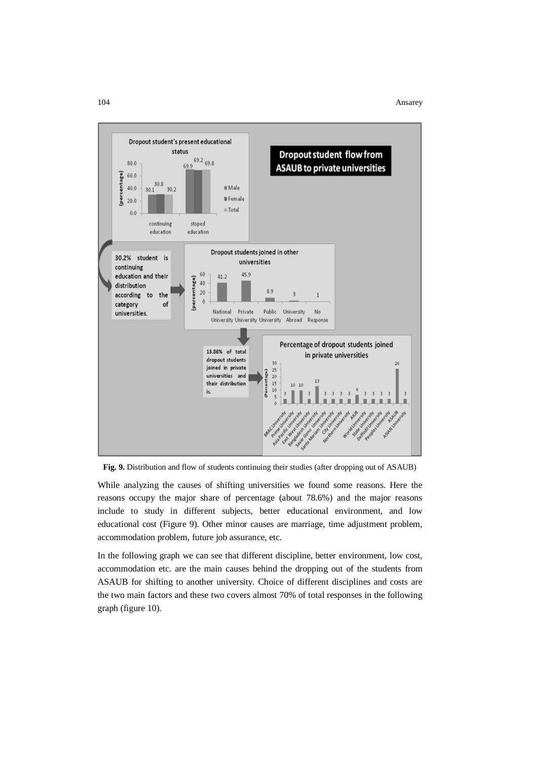**Fig. 9.** Distribution and flow of students continuing their studies (after dropping out of ASAUB)

While analyzing the causes of shifting universities we found some reasons. Here the reasons occupy the major share of percentage (about 78.6%) and the major reasons include to study in different subjects, better educational environment, and low educational cost (Figure 9). Other minor causes are marriage, time adjustment problem, accommodation problem, future job assurance, etc.

In the following graph we can see that different discipline, better environment, low cost, accommodation etc. are the main causes behind the dropping out of the students from ASAUB for shifting to another university. Choice of different disciplines and costs are the two main factors and these two covers almost 70% of total responses in the following graph (figure 10).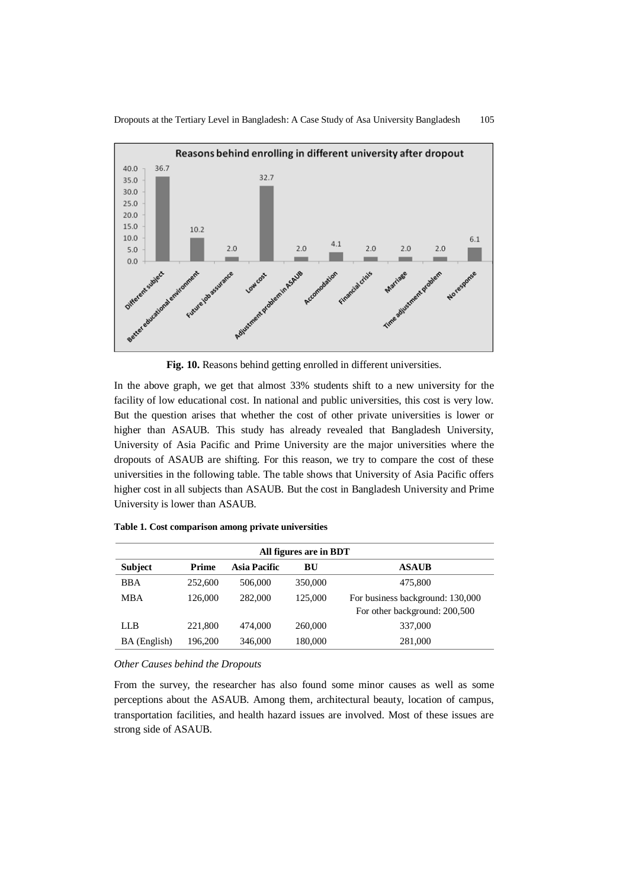**Fig. 10.** Reasons behind getting enrolled in different universities.

In the above graph, we get that almost 33% students shift to a new university for the facility of low educational cost. In national and public universities, this cost is very low. But the question arises that whether the cost of other private universities is lower or higher than ASAUB. This study has already revealed that Bangladesh University, University of Asia Pacific and Prime University are the major universities where the dropouts of ASAUB are shifting. For this reason, we try to compare the cost of these universities in the following table. The table shows that University of Asia Pacific offers higher cost in all subjects than ASAUB. But the cost in Bangladesh University and Prime University is lower than ASAUB.

**Table 1. Cost comparison among private universities**

| All figures are in BDT | | | | |
|---|---|---|---|---|
| **Subject** | **Prime** | **Asia Pacific** | **BU** | **ASAUB** |
| BBA | 252,600 | 506,000 | 350,000 | 475,800 |
| MBA | 126,000 | 282,000 | 125,000 | For business background: 130,000<br>For other background: 200,500 |
| LLB | 221,800 | 474,000 | 260,000 | 337,000 |
| BA (English) | 196,200 | 346,000 | 180,000 | 281,000 |

*Other Causes behind the Dropouts*

From the survey, the researcher has also found some minor causes as well as some perceptions about the ASAUB. Among them, architectural beauty, location of campus, transportation facilities, and health hazard issues are involved. Most of these issues are strong side of ASAUB.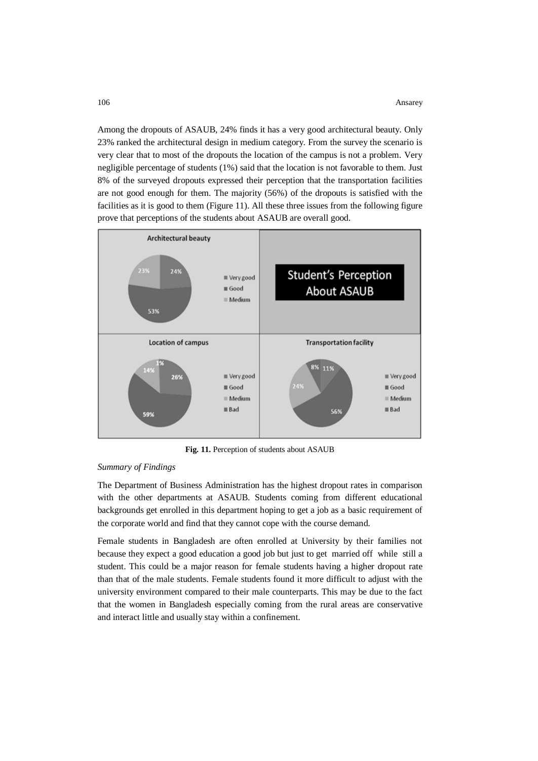Among the dropouts of ASAUB, 24% finds it has a very good architectural beauty. Only 23% ranked the architectural design in medium category. From the survey the scenario is very clear that to most of the dropouts the location of the campus is not a problem. Very negligible percentage of students (1%) said that the location is not favorable to them. Just 8% of the surveyed dropouts expressed their perception that the transportation facilities are not good enough for them. The majority (56%) of the dropouts is satisfied with the facilities as it is good to them (Figure 11). All these three issues from the following figure prove that perceptions of the students about ASAUB are overall good.

**Fig. 11.** Perception of students about ASAUB

*Summary of Findings*

The Department of Business Administration has the highest dropout rates in comparison with the other departments at ASAUB. Students coming from different educational backgrounds get enrolled in this department hoping to get a job as a basic requirement of the corporate world and find that they cannot cope with the course demand.

Female students in Bangladesh are often enrolled at University by their families not because they expect a good education a good job but just to get married off while still a student. This could be a major reason for female students having a higher dropout rate than that of the male students. Female students found it more difficult to adjust with the university environment compared to their male counterparts. This may be due to the fact that the women in Bangladesh especially coming from the rural areas are conservative and interact little and usually stay within a confinement.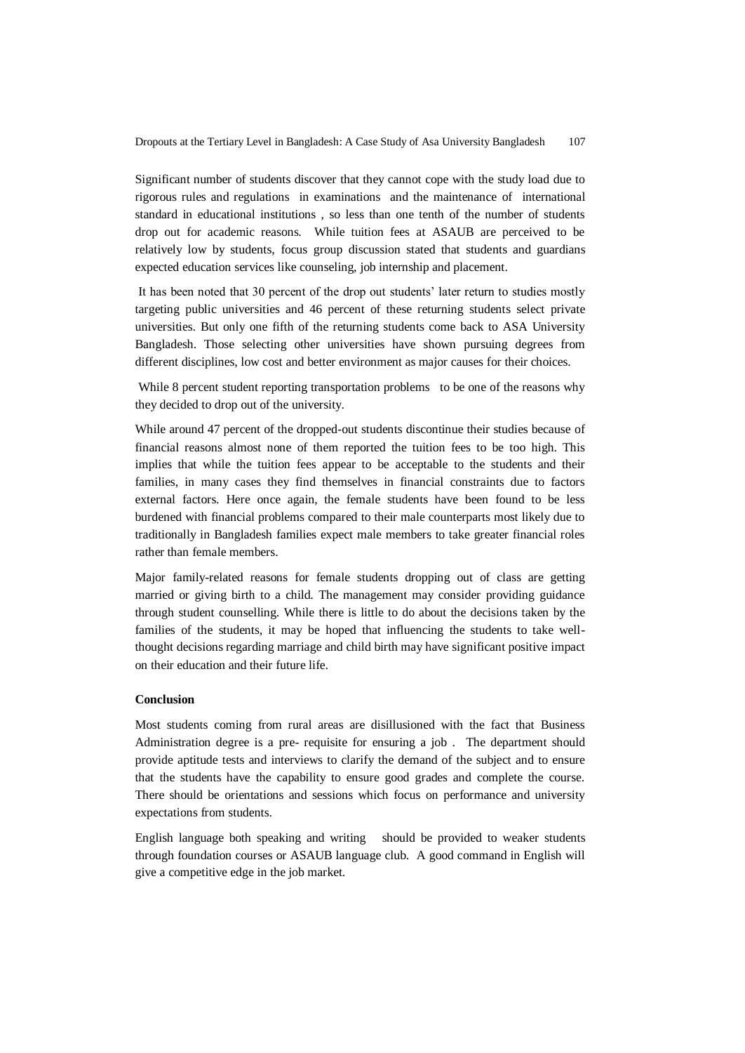Significant number of students discover that they cannot cope with the study load due to rigorous rules and regulations in examinations and the maintenance of international standard in educational institutions , so less than one tenth of the number of students drop out for academic reasons. While tuition fees at ASAUB are perceived to be relatively low by students, focus group discussion stated that students and guardians expected education services like counseling, job internship and placement.

It has been noted that 30 percent of the drop out students' later return to studies mostly targeting public universities and 46 percent of these returning students select private universities. But only one fifth of the returning students come back to ASA University Bangladesh. Those selecting other universities have shown pursuing degrees from different disciplines, low cost and better environment as major causes for their choices.

While 8 percent student reporting transportation problems to be one of the reasons why they decided to drop out of the university.

While around 47 percent of the dropped-out students discontinue their studies because of financial reasons almost none of them reported the tuition fees to be too high. This implies that while the tuition fees appear to be acceptable to the students and their families, in many cases they find themselves in financial constraints due to factors external factors. Here once again, the female students have been found to be less burdened with financial problems compared to their male counterparts most likely due to traditionally in Bangladesh families expect male members to take greater financial roles rather than female members.

Major family-related reasons for female students dropping out of class are getting married or giving birth to a child. The management may consider providing guidance through student counselling. While there is little to do about the decisions taken by the families of the students, it may be hoped that influencing the students to take well-thought decisions regarding marriage and child birth may have significant positive impact on their education and their future life.

**Conclusion**

Most students coming from rural areas are disillusioned with the fact that Business Administration degree is a pre- requisite for ensuring a job . The department should provide aptitude tests and interviews to clarify the demand of the subject and to ensure that the students have the capability to ensure good grades and complete the course. There should be orientations and sessions which focus on performance and university expectations from students.

English language both speaking and writing should be provided to weaker students through foundation courses or ASAUB language club. A good command in English will give a competitive edge in the job market.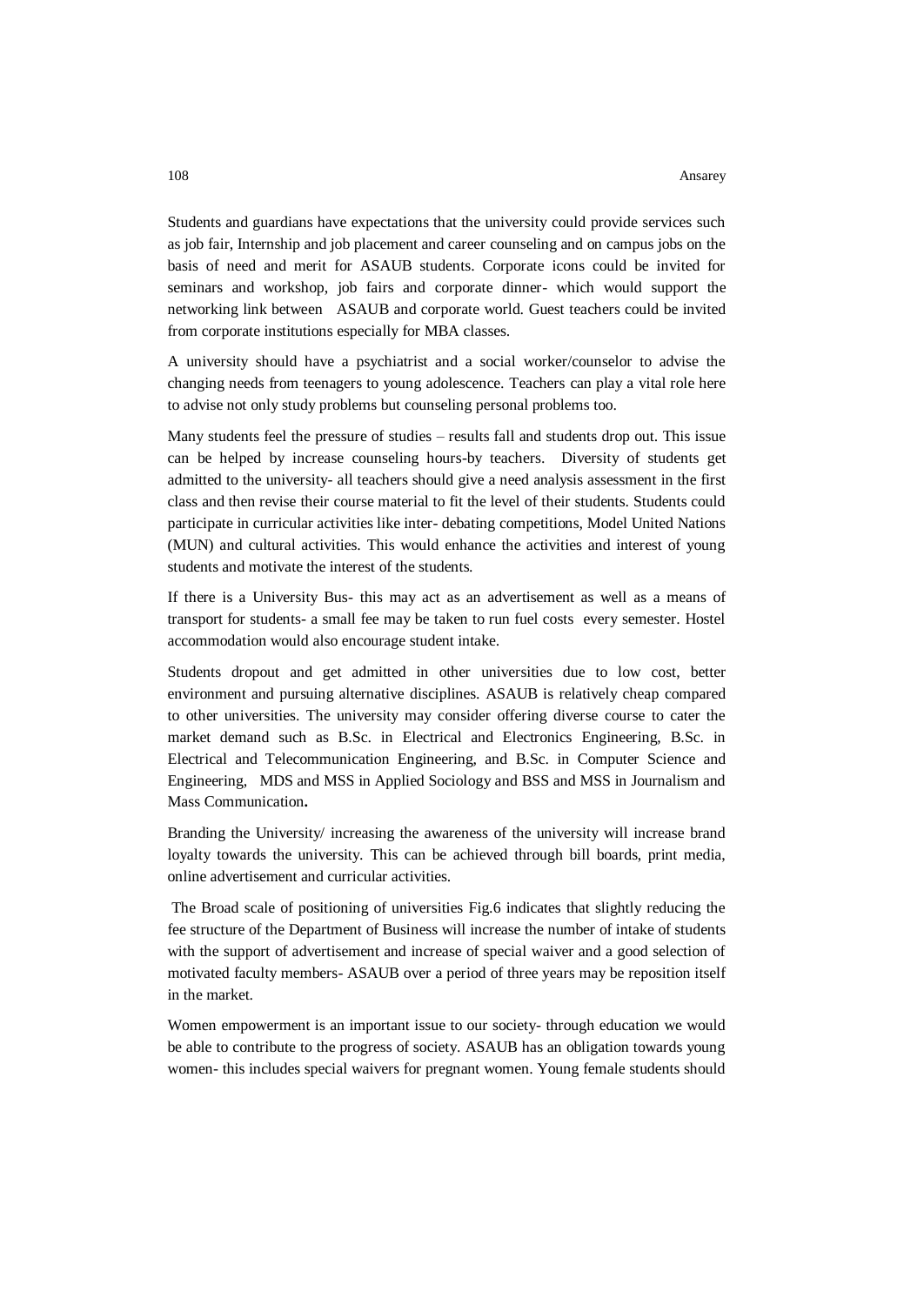Students and guardians have expectations that the university could provide services such as job fair, Internship and job placement and career counseling and on campus jobs on the basis of need and merit for ASAUB students. Corporate icons could be invited for seminars and workshop, job fairs and corporate dinner- which would support the networking link between ASAUB and corporate world. Guest teachers could be invited from corporate institutions especially for MBA classes.

A university should have a psychiatrist and a social worker/counselor to advise the changing needs from teenagers to young adolescence. Teachers can play a vital role here to advise not only study problems but counseling personal problems too.

Many students feel the pressure of studies – results fall and students drop out. This issue can be helped by increase counseling hours-by teachers. Diversity of students get admitted to the university- all teachers should give a need analysis assessment in the first class and then revise their course material to fit the level of their students. Students could participate in curricular activities like inter- debating competitions, Model United Nations (MUN) and cultural activities. This would enhance the activities and interest of young students and motivate the interest of the students.

If there is a University Bus- this may act as an advertisement as well as a means of transport for students- a small fee may be taken to run fuel costs every semester. Hostel accommodation would also encourage student intake.

Students dropout and get admitted in other universities due to low cost, better environment and pursuing alternative disciplines. ASAUB is relatively cheap compared to other universities. The university may consider offering diverse course to cater the market demand such as B.Sc. in Electrical and Electronics Engineering, B.Sc. in Electrical and Telecommunication Engineering, and B.Sc. in Computer Science and Engineering, MDS and MSS in Applied Sociology and BSS and MSS in Journalism and Mass Communication**.**

Branding the University/ increasing the awareness of the university will increase brand loyalty towards the university. This can be achieved through bill boards, print media, online advertisement and curricular activities.

The Broad scale of positioning of universities Fig.6 indicates that slightly reducing the fee structure of the Department of Business will increase the number of intake of students with the support of advertisement and increase of special waiver and a good selection of motivated faculty members- ASAUB over a period of three years may be reposition itself in the market.

Women empowerment is an important issue to our society- through education we would be able to contribute to the progress of society. ASAUB has an obligation towards young women- this includes special waivers for pregnant women. Young female students should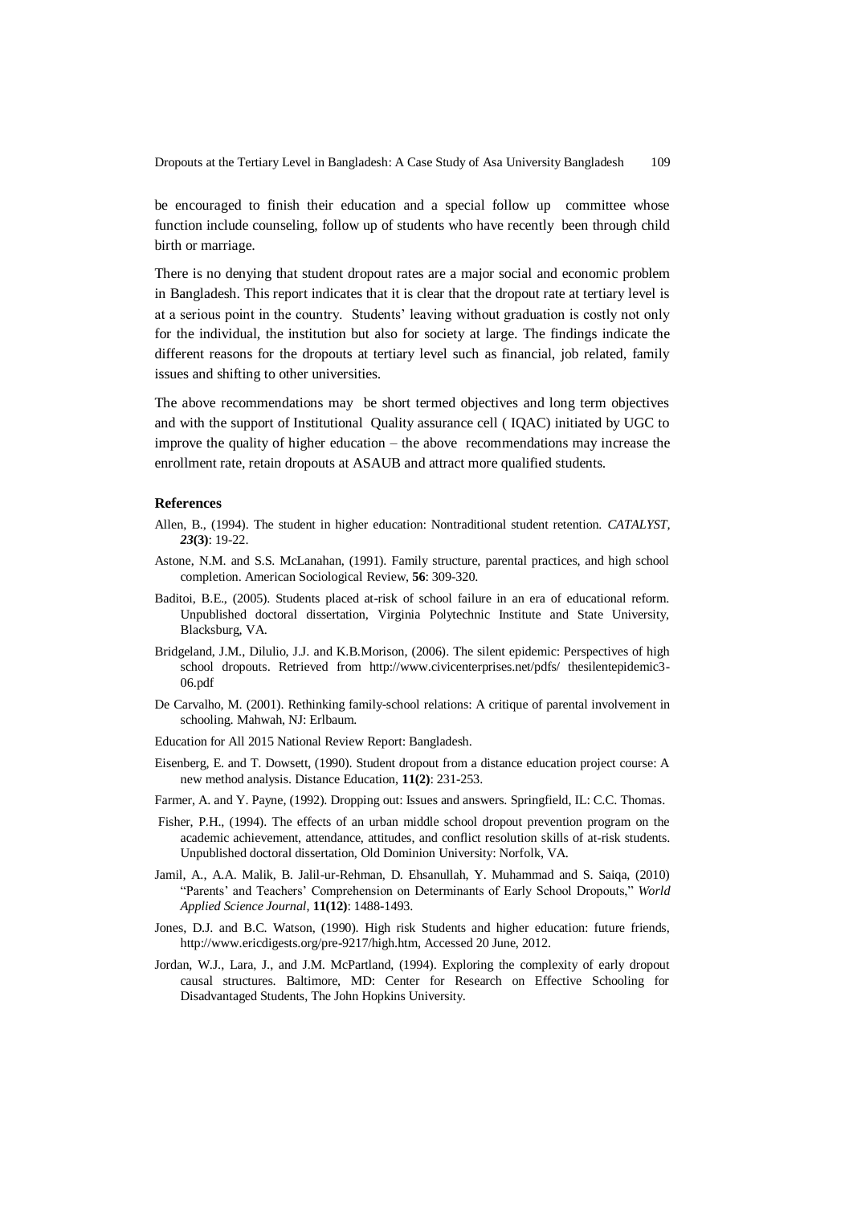be encouraged to finish their education and a special follow up committee whose function include counseling, follow up of students who have recently been through child birth or marriage.

There is no denying that student dropout rates are a major social and economic problem in Bangladesh. This report indicates that it is clear that the dropout rate at tertiary level is at a serious point in the country. Students' leaving without graduation is costly not only for the individual, the institution but also for society at large. The findings indicate the different reasons for the dropouts at tertiary level such as financial, job related, family issues and shifting to other universities.

The above recommendations may be short termed objectives and long term objectives and with the support of Institutional Quality assurance cell ( IQAC) initiated by UGC to improve the quality of higher education – the above recommendations may increase the enrollment rate, retain dropouts at ASAUB and attract more qualified students.

### References

Allen, B., (1994). The student in higher education: Nontraditional student retention. *CATALYST*, ***23*(3)**: 19-22.

Astone, N.M. and S.S. McLanahan, (1991). Family structure, parental practices, and high school completion. American Sociological Review, **56**: 309-320.

Baditoi, B.E., (2005). Students placed at-risk of school failure in an era of educational reform. Unpublished doctoral dissertation, Virginia Polytechnic Institute and State University, Blacksburg, VA.

Bridgeland, J.M., Dilulio, J.J. and K.B.Morison, (2006). The silent epidemic: Perspectives of high school dropouts. Retrieved from http://www.civicenterprises.net/pdfs/ thesilentepidemic3-06.pdf

De Carvalho, M. (2001). Rethinking family-school relations: A critique of parental involvement in schooling. Mahwah, NJ: Erlbaum.

Education for All 2015 National Review Report: Bangladesh.

Eisenberg, E. and T. Dowsett, (1990). Student dropout from a distance education project course: A new method analysis. Distance Education, **11(2)**: 231-253.

Farmer, A. and Y. Payne, (1992). Dropping out: Issues and answers. Springfield, IL: C.C. Thomas.

Fisher, P.H., (1994). The effects of an urban middle school dropout prevention program on the academic achievement, attendance, attitudes, and conflict resolution skills of at-risk students. Unpublished doctoral dissertation, Old Dominion University: Norfolk, VA.

Jamil, A., A.A. Malik, B. Jalil-ur-Rehman, D. Ehsanullah, Y. Muhammad and S. Saiqa, (2010) "Parents' and Teachers' Comprehension on Determinants of Early School Dropouts," *World Applied Science Journal*, **11(12)**: 1488-1493.

Jones, D.J. and B.C. Watson, (1990). High risk Students and higher education: future friends, http://www.ericdigests.org/pre-9217/high.htm, Accessed 20 June, 2012.

Jordan, W.J., Lara, J., and J.M. McPartland, (1994). Exploring the complexity of early dropout causal structures. Baltimore, MD: Center for Research on Effective Schooling for Disadvantaged Students, The John Hopkins University.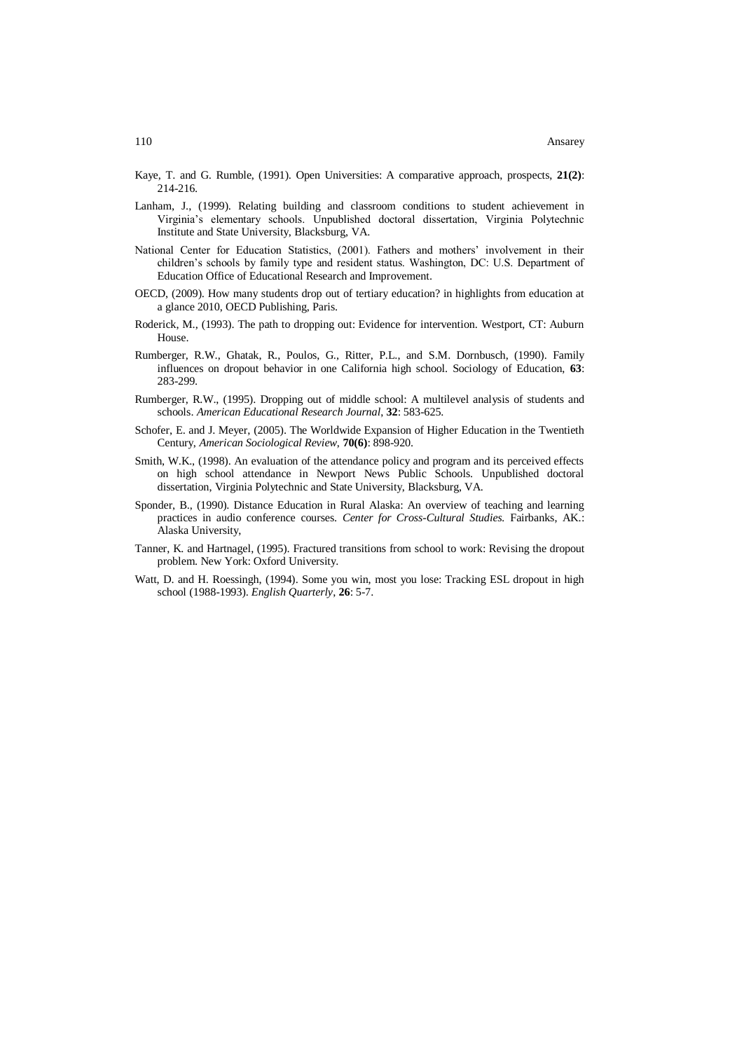Kaye, T. and G. Rumble, (1991). Open Universities: A comparative approach, prospects, **21(2)**: 214-216.

Lanham, J., (1999). Relating building and classroom conditions to student achievement in Virginia's elementary schools. Unpublished doctoral dissertation, Virginia Polytechnic Institute and State University, Blacksburg, VA.

National Center for Education Statistics, (2001). Fathers and mothers' involvement in their children's schools by family type and resident status. Washington, DC: U.S. Department of Education Office of Educational Research and Improvement.

OECD, (2009). How many students drop out of tertiary education? in highlights from education at a glance 2010, OECD Publishing, Paris.

Roderick, M., (1993). The path to dropping out: Evidence for intervention. Westport, CT: Auburn House.

Rumberger, R.W., Ghatak, R., Poulos, G., Ritter, P.L., and S.M. Dornbusch, (1990). Family influences on dropout behavior in one California high school. Sociology of Education, **63**: 283-299.

Rumberger, R.W., (1995). Dropping out of middle school: A multilevel analysis of students and schools. *American Educational Research Journal*, **32**: 583-625.

Schofer, E. and J. Meyer, (2005). The Worldwide Expansion of Higher Education in the Twentieth Century, *American Sociological Review*, **70(6)**: 898-920.

Smith, W.K., (1998). An evaluation of the attendance policy and program and its perceived effects on high school attendance in Newport News Public Schools. Unpublished doctoral dissertation, Virginia Polytechnic and State University, Blacksburg, VA.

Sponder, B., (1990). Distance Education in Rural Alaska: An overview of teaching and learning practices in audio conference courses. *Center for Cross-Cultural Studies.* Fairbanks, AK.: Alaska University,

Tanner, K. and Hartnagel, (1995). Fractured transitions from school to work: Revising the dropout problem. New York: Oxford University.

Watt, D. and H. Roessingh, (1994). Some you win, most you lose: Tracking ESL dropout in high school (1988-1993). *English Quarterly*, **26**: 5-7.